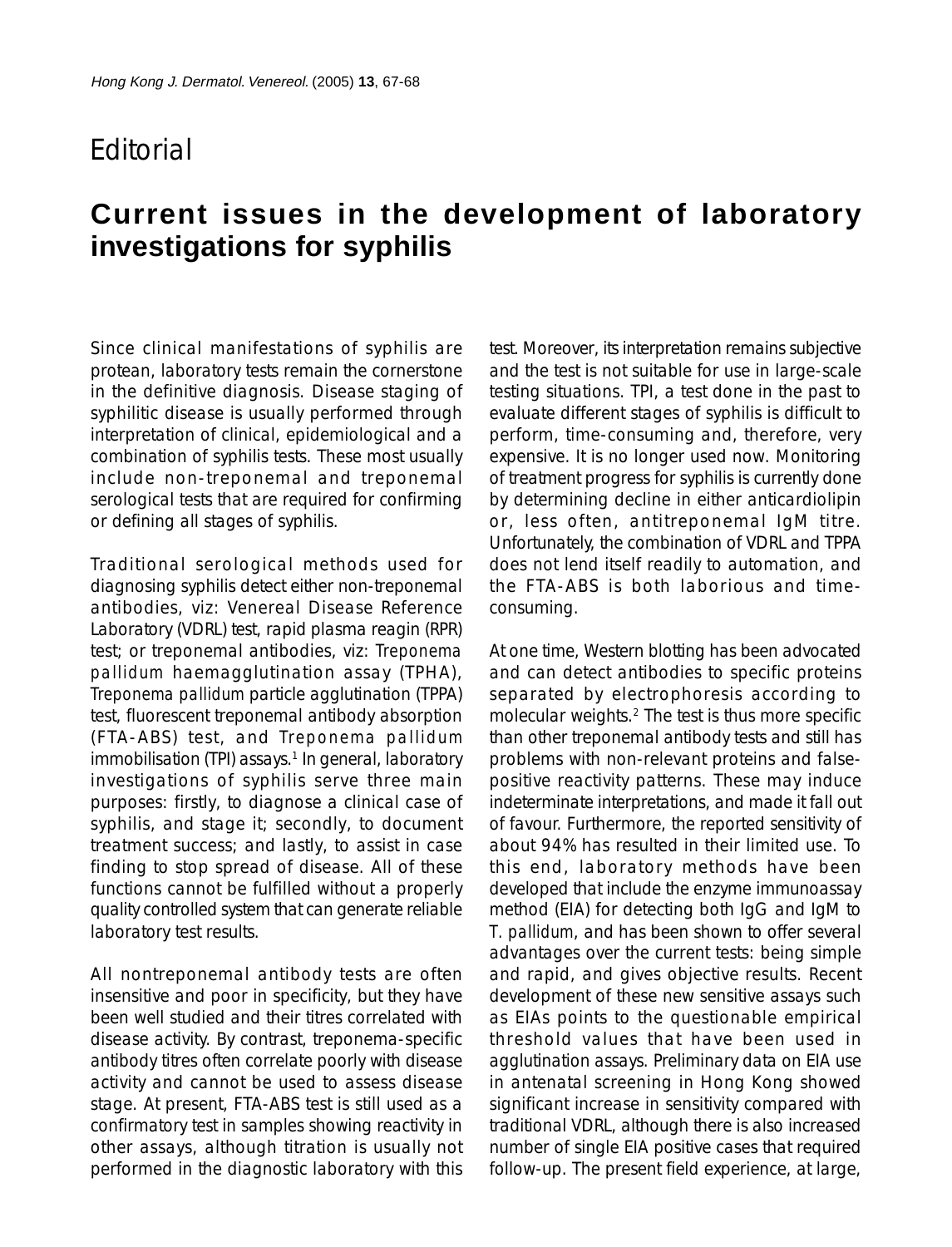Editorial

# Current issues in the development of laboratory investigations for syphilis

Since clinical manifestations of syphilis are protean, laboratory tests remain the cornerstone in the definitive diagnosis. Disease staging of syphilitic disease is usually performed through interpretation of clinical, epidemiological and a combination of syphilis tests. These most usually include non-treponemal and treponemal serological tests that are required for confirming or defining all stages of syphilis.

Traditional serological methods used for diagnosing syphilis detect either non-treponemal antibodies, viz: Venereal Disease Reference Laboratory (VDRL) test, rapid plasma reagin (RPR) test; or treponemal antibodies, viz: *Treponema pallidum* haemagglutination assay (TPHA), *Treponema pallidum* particle agglutination (TPPA) test, fluorescent treponemal antibody absorption (FTA-ABS) test, and *Treponema pallidum* immobilisation (TPI) assays.[1] In general, laboratory investigations of syphilis serve three main purposes: firstly, to diagnose a clinical case of syphilis, and stage it; secondly, to document treatment success; and lastly, to assist in case finding to stop spread of disease. All of these functions cannot be fulfilled without a properly quality controlled system that can generate reliable laboratory test results.

All nontreponemal antibody tests are often insensitive and poor in specificity, but they have been well studied and their titres correlated with disease activity. By contrast, treponema-specific antibody titres often correlate poorly with disease activity and cannot be used to assess disease stage. At present, FTA-ABS test is still used as a confirmatory test in samples showing reactivity in other assays, although titration is usually not performed in the diagnostic laboratory with this test. Moreover, its interpretation remains subjective and the test is not suitable for use in large-scale testing situations. TPI, a test done in the past to evaluate different stages of syphilis is difficult to perform, time-consuming and, therefore, very expensive. It is no longer used now. Monitoring of treatment progress for syphilis is currently done by determining decline in either anticardiolipin or, less often, antitreponemal IgM titre. Unfortunately, the combination of VDRL and TPPA does not lend itself readily to automation, and the FTA-ABS is both laborious and time-consuming.

At one time, Western blotting has been advocated and can detect antibodies to specific proteins separated by electrophoresis according to molecular weights.[2] The test is thus more specific than other treponemal antibody tests and still has problems with non-relevant proteins and false-positive reactivity patterns. These may induce indeterminate interpretations, and made it fall out of favour. Furthermore, the reported sensitivity of about 94% has resulted in their limited use. To this end, laboratory methods have been developed that include the enzyme immunoassay method (EIA) for detecting both IgG and IgM to *T. pallidum*, and has been shown to offer several advantages over the current tests: being simple and rapid, and gives objective results. Recent development of these new sensitive assays such as EIAs points to the questionable empirical threshold values that have been used in agglutination assays. Preliminary data on EIA use in antenatal screening in Hong Kong showed significant increase in sensitivity compared with traditional VDRL, although there is also increased number of single EIA positive cases that required follow-up. The present field experience, at large,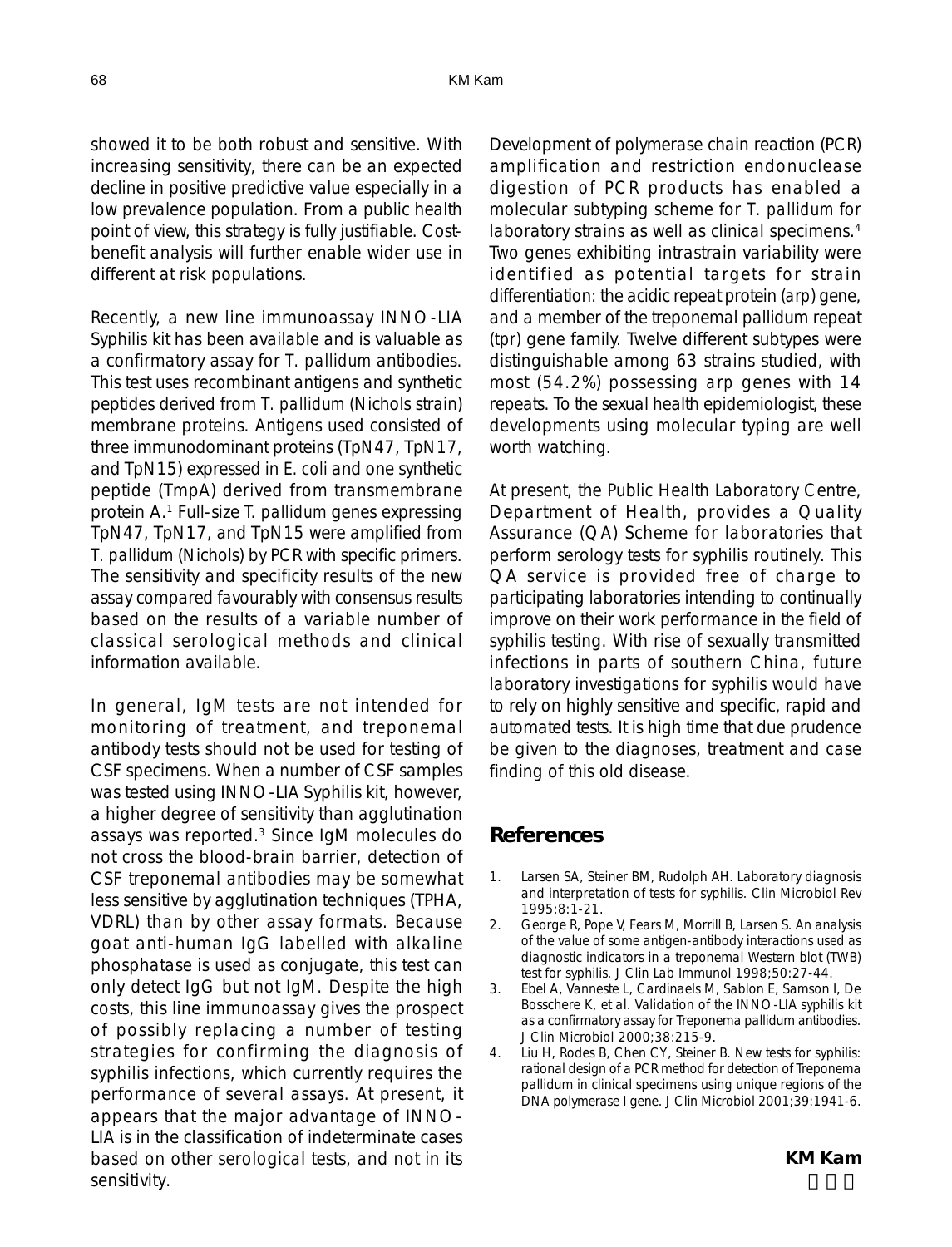showed it to be both robust and sensitive. With increasing sensitivity, there can be an expected decline in positive predictive value especially in a low prevalence population. From a public health point of view, this strategy is fully justifiable. Cost-benefit analysis will further enable wider use in different at risk populations.

Recently, a new line immunoassay INNO-LIA Syphilis kit has been available and is valuable as a confirmatory assay for *T. pallidum* antibodies. This test uses recombinant antigens and synthetic peptides derived from *T. pallidum* (Nichols strain) membrane proteins. Antigens used consisted of three immunodominant proteins (TpN47, TpN17, and TpN15) expressed in *E. coli* and one synthetic peptide (TmpA) derived from transmembrane protein A.[1] Full-size *T. pallidum* genes expressing TpN47, TpN17, and TpN15 were amplified from *T. pallidum* (Nichols) by PCR with specific primers. The sensitivity and specificity results of the new assay compared favourably with consensus results based on the results of a variable number of classical serological methods and clinical information available.

In general, IgM tests are not intended for monitoring of treatment, and treponemal antibody tests should not be used for testing of CSF specimens. When a number of CSF samples was tested using INNO-LIA Syphilis kit, however, a higher degree of sensitivity than agglutination assays was reported.[3] Since IgM molecules do not cross the blood-brain barrier, detection of CSF treponemal antibodies may be somewhat less sensitive by agglutination techniques (TPHA, VDRL) than by other assay formats. Because goat anti-human IgG labelled with alkaline phosphatase is used as conjugate, this test can only detect IgG but not IgM. Despite the high costs, this line immunoassay gives the prospect of possibly replacing a number of testing strategies for confirming the diagnosis of syphilis infections, which currently requires the performance of several assays. At present, it appears that the major advantage of INNO-LIA is in the classification of indeterminate cases based on other serological tests, and not in its sensitivity.

Development of polymerase chain reaction (PCR) amplification and restriction endonuclease digestion of PCR products has enabled a molecular subtyping scheme for *T. pallidum* for laboratory strains as well as clinical specimens.[4] Two genes exhibiting intrastrain variability were identified as potential targets for strain differentiation: the acidic repeat protein (*arp*) gene, and a member of the treponemal pallidum repeat (*tpr*) gene family. Twelve different subtypes were distinguishable among 63 strains studied, with most (54.2%) possessing *arp* genes with 14 repeats. To the sexual health epidemiologist, these developments using molecular typing are well worth watching.

At present, the Public Health Laboratory Centre, Department of Health, provides a Quality Assurance (QA) Scheme for laboratories that perform serology tests for syphilis routinely. This QA service is provided free of charge to participating laboratories intending to continually improve on their work performance in the field of syphilis testing. With rise of sexually transmitted infections in parts of southern China, future laboratory investigations for syphilis would have to rely on highly sensitive and specific, rapid and automated tests. It is high time that due prudence be given to the diagnoses, treatment and case finding of this old disease.

## References

1. Larsen SA, Steiner BM, Rudolph AH. Laboratory diagnosis and interpretation of tests for syphilis. Clin Microbiol Rev 1995;8:1-21.
2. George R, Pope V, Fears M, Morrill B, Larsen S. An analysis of the value of some antigen-antibody interactions used as diagnostic indicators in a treponemal Western blot (TWB) test for syphilis. J Clin Lab Immunol 1998;50:27-44.
3. Ebel A, Vanneste L, Cardinaels M, Sablon E, Samson I, De Bosschere K, et al. Validation of the INNO-LIA syphilis kit as a confirmatory assay for Treponema pallidum antibodies. J Clin Microbiol 2000;38:215-9.
4. Liu H, Rodes B, Chen CY, Steiner B. New tests for syphilis: rational design of a PCR method for detection of Treponema pallidum in clinical specimens using unique regions of the DNA polymerase I gene. J Clin Microbiol 2001;39:1941-6.

**KM Kam**